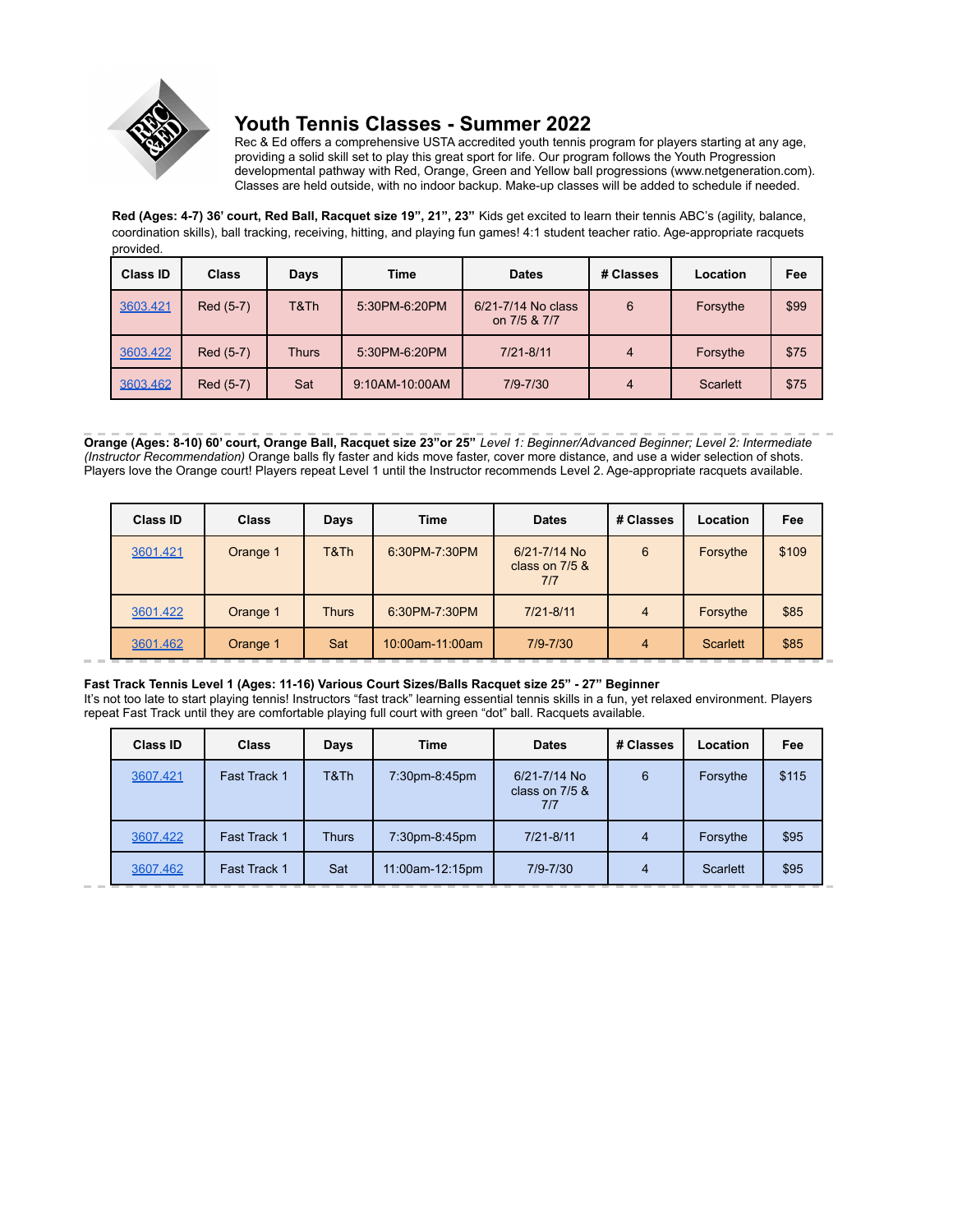# Youth Tennis Classes - Summer 2022

Rec & Ed offers a comprehensive USTA accredited youth tennis program for players starting at any age, providing a solid skill set to play this great sport for life. Our program follows the Youth Progression developmental pathway with Red, Orange, Green and Yellow ball progressions (www.netgeneration.com). Classes are held outside, with no indoor backup. Make-up classes will be added to schedule if needed.

**Red (Ages: 4-7) 36' court, Red Ball, Racquet size 19", 21", 23"** Kids get excited to learn their tennis ABC's (agility, balance, coordination skills), ball tracking, receiving, hitting, and playing fun games! 4:1 student teacher ratio. Age-appropriate racquets provided.

| Class ID | Class | Days | Time | Dates | # Classes | Location | Fee |
|---|---|---|---|---|---|---|---|
| 3603.421 | Red (5-7) | T&Th | 5:30PM-6:20PM | 6/21-7/14 No class on 7/5 & 7/7 | 6 | Forsythe | $99 |
| 3603.422 | Red (5-7) | Thurs | 5:30PM-6:20PM | 7/21-8/11 | 4 | Forsythe | $75 |
| 3603.462 | Red (5-7) | Sat | 9:10AM-10:00AM | 7/9-7/30 | 4 | Scarlett | $75 |

**Orange (Ages: 8-10) 60' court, Orange Ball, Racquet size 23"or 25"** *Level 1: Beginner/Advanced Beginner; Level 2: Intermediate (Instructor Recommendation)* Orange balls fly faster and kids move faster, cover more distance, and use a wider selection of shots. Players love the Orange court! Players repeat Level 1 until the Instructor recommends Level 2. Age-appropriate racquets available.

| Class ID | Class | Days | Time | Dates | # Classes | Location | Fee |
|---|---|---|---|---|---|---|---|
| 3601.421 | Orange 1 | T&Th | 6:30PM-7:30PM | 6/21-7/14 No class on 7/5 & 7/7 | 6 | Forsythe | $109 |
| 3601.422 | Orange 1 | Thurs | 6:30PM-7:30PM | 7/21-8/11 | 4 | Forsythe | $85 |
| 3601.462 | Orange 1 | Sat | 10:00am-11:00am | 7/9-7/30 | 4 | Scarlett | $85 |

**Fast Track Tennis Level 1 (Ages: 11-16) Various Court Sizes/Balls Racquet size 25" - 27" Beginner**
It's not too late to start playing tennis! Instructors "fast track" learning essential tennis skills in a fun, yet relaxed environment. Players repeat Fast Track until they are comfortable playing full court with green "dot" ball. Racquets available.

| Class ID | Class | Days | Time | Dates | # Classes | Location | Fee |
|---|---|---|---|---|---|---|---|
| 3607.421 | Fast Track 1 | T&Th | 7:30pm-8:45pm | 6/21-7/14 No class on 7/5 & 7/7 | 6 | Forsythe | $115 |
| 3607.422 | Fast Track 1 | Thurs | 7:30pm-8:45pm | 7/21-8/11 | 4 | Forsythe | $95 |
| 3607.462 | Fast Track 1 | Sat | 11:00am-12:15pm | 7/9-7/30 | 4 | Scarlett | $95 |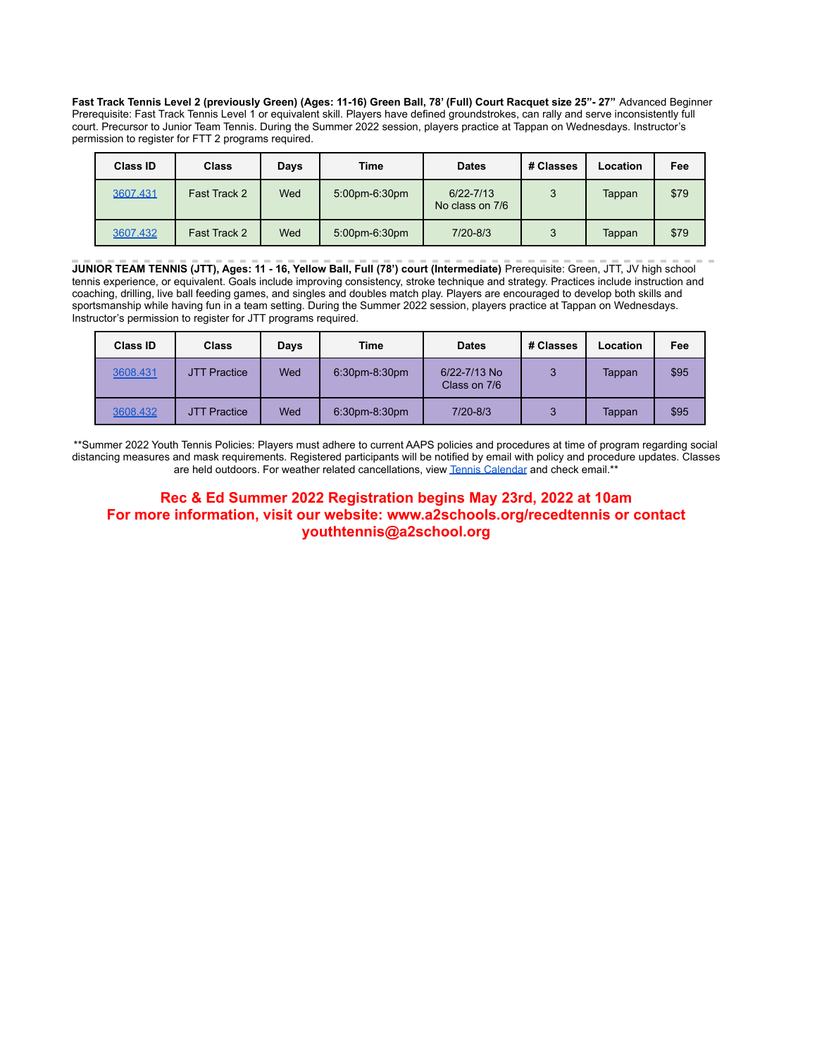**Fast Track Tennis Level 2 (previously Green) (Ages: 11-16) Green Ball, 78' (Full) Court Racquet size 25"- 27"** Advanced Beginner Prerequisite: Fast Track Tennis Level 1 or equivalent skill. Players have defined groundstrokes, can rally and serve inconsistently full court. Precursor to Junior Team Tennis. During the Summer 2022 session, players practice at Tappan on Wednesdays. Instructor's permission to register for FTT 2 programs required.

| Class ID | Class | Days | Time | Dates | # Classes | Location | Fee |
|---|---|---|---|---|---|---|---|
| 3607.431 | Fast Track 2 | Wed | 5:00pm-6:30pm | 6/22-7/13 No class on 7/6 | 3 | Tappan | $79 |
| 3607.432 | Fast Track 2 | Wed | 5:00pm-6:30pm | 7/20-8/3 | 3 | Tappan | $79 |

**JUNIOR TEAM TENNIS (JTT), Ages: 11 - 16, Yellow Ball, Full (78') court (Intermediate)** Prerequisite: Green, JTT, JV high school tennis experience, or equivalent. Goals include improving consistency, stroke technique and strategy. Practices include instruction and coaching, drilling, live ball feeding games, and singles and doubles match play. Players are encouraged to develop both skills and sportsmanship while having fun in a team setting. During the Summer 2022 session, players practice at Tappan on Wednesdays. Instructor's permission to register for JTT programs required.

| Class ID | Class | Days | Time | Dates | # Classes | Location | Fee |
|---|---|---|---|---|---|---|---|
| 3608.431 | JTT Practice | Wed | 6:30pm-8:30pm | 6/22-7/13 No Class on 7/6 | 3 | Tappan | $95 |
| 3608.432 | JTT Practice | Wed | 6:30pm-8:30pm | 7/20-8/3 | 3 | Tappan | $95 |

**Summer 2022 Youth Tennis Policies: Players must adhere to current AAPS policies and procedures at time of program regarding social distancing measures and mask requirements. Registered participants will be notified by email with policy and procedure updates. Classes are held outdoors. For weather related cancellations, view Tennis Calendar and check email.**

**Rec & Ed Summer 2022 Registration begins May 23rd, 2022 at 10am**
**For more information, visit our website: www.a2schools.org/recedtennis or contact youthtennis@a2school.org**